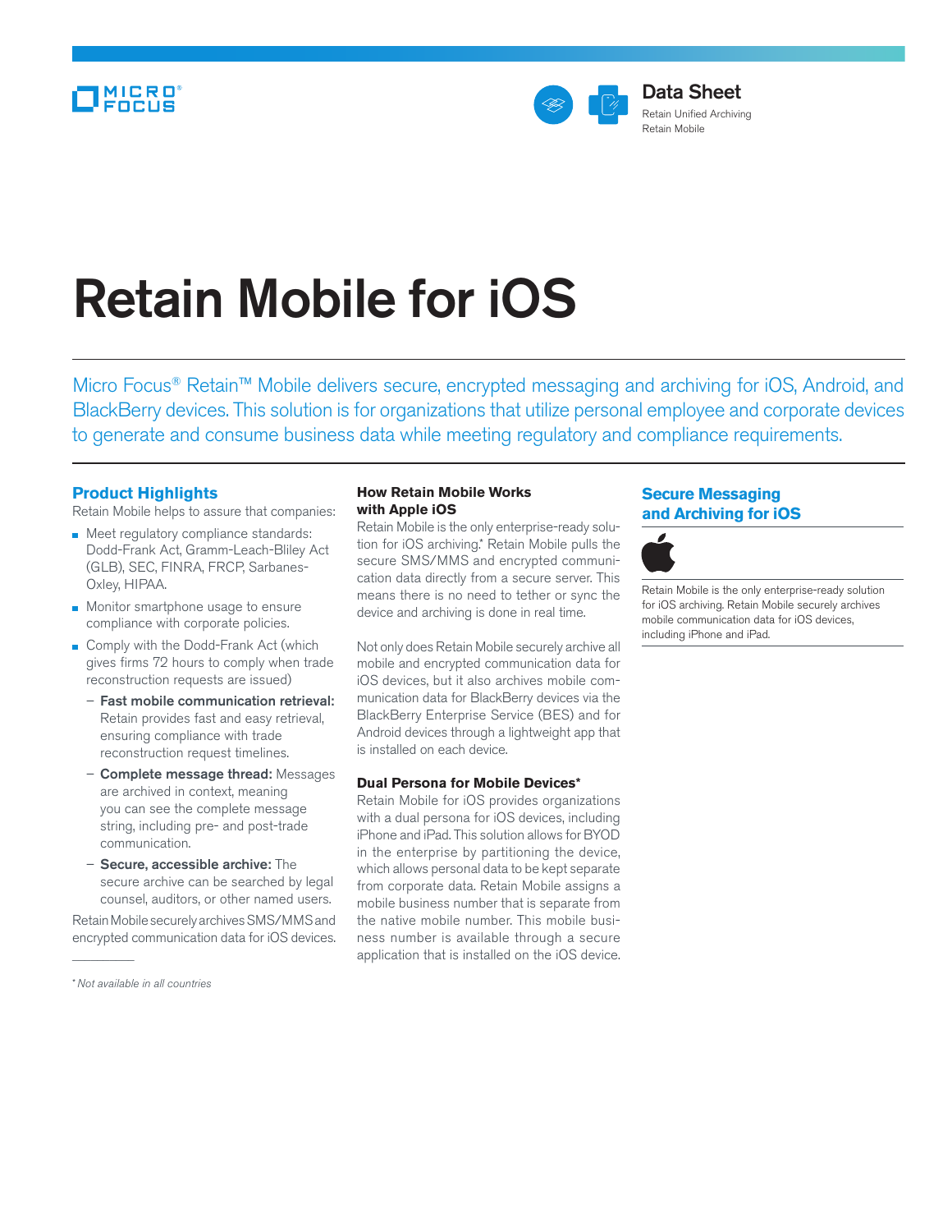Data Sheet
Retain Unified Archiving
Retain Mobile

# Retain Mobile for iOS

Micro Focus® Retain™ Mobile delivers secure, encrypted messaging and archiving for iOS, Android, and BlackBerry devices. This solution is for organizations that utilize personal employee and corporate devices to generate and consume business data while meeting regulatory and compliance requirements.

## Product Highlights

Retain Mobile helps to assure that companies:

- Meet regulatory compliance standards: Dodd-Frank Act, Gramm-Leach-Bliley Act (GLB), SEC, FINRA, FRCP, Sarbanes-Oxley, HIPAA.
- Monitor smartphone usage to ensure compliance with corporate policies.
- Comply with the Dodd-Frank Act (which gives firms 72 hours to comply when trade reconstruction requests are issued)
  - **Fast mobile communication retrieval:** Retain provides fast and easy retrieval, ensuring compliance with trade reconstruction request timelines.
  - **Complete message thread:** Messages are archived in context, meaning you can see the complete message string, including pre- and post-trade communication.
  - **Secure, accessible archive:** The secure archive can be searched by legal counsel, auditors, or other named users.

Retain Mobile securely archives SMS/MMS and encrypted communication data for iOS devices.

### How Retain Mobile Works with Apple iOS

Retain Mobile is the only enterprise-ready solution for iOS archiving.* Retain Mobile pulls the secure SMS/MMS and encrypted communication data directly from a secure server. This means there is no need to tether or sync the device and archiving is done in real time.

Not only does Retain Mobile securely archive all mobile and encrypted communication data for iOS devices, but it also archives mobile communication data for BlackBerry devices via the BlackBerry Enterprise Service (BES) and for Android devices through a lightweight app that is installed on each device.

### Dual Persona for Mobile Devices*

Retain Mobile for iOS provides organizations with a dual persona for iOS devices, including iPhone and iPad. This solution allows for BYOD in the enterprise by partitioning the device, which allows personal data to be kept separate from corporate data. Retain Mobile assigns a mobile business number that is separate from the native mobile number. This mobile business number is available through a secure application that is installed on the iOS device.

## Secure Messaging and Archiving for iOS

Retain Mobile is the only enterprise-ready solution for iOS archiving. Retain Mobile securely archives mobile communication data for iOS devices, including iPhone and iPad.

*\* Not available in all countries*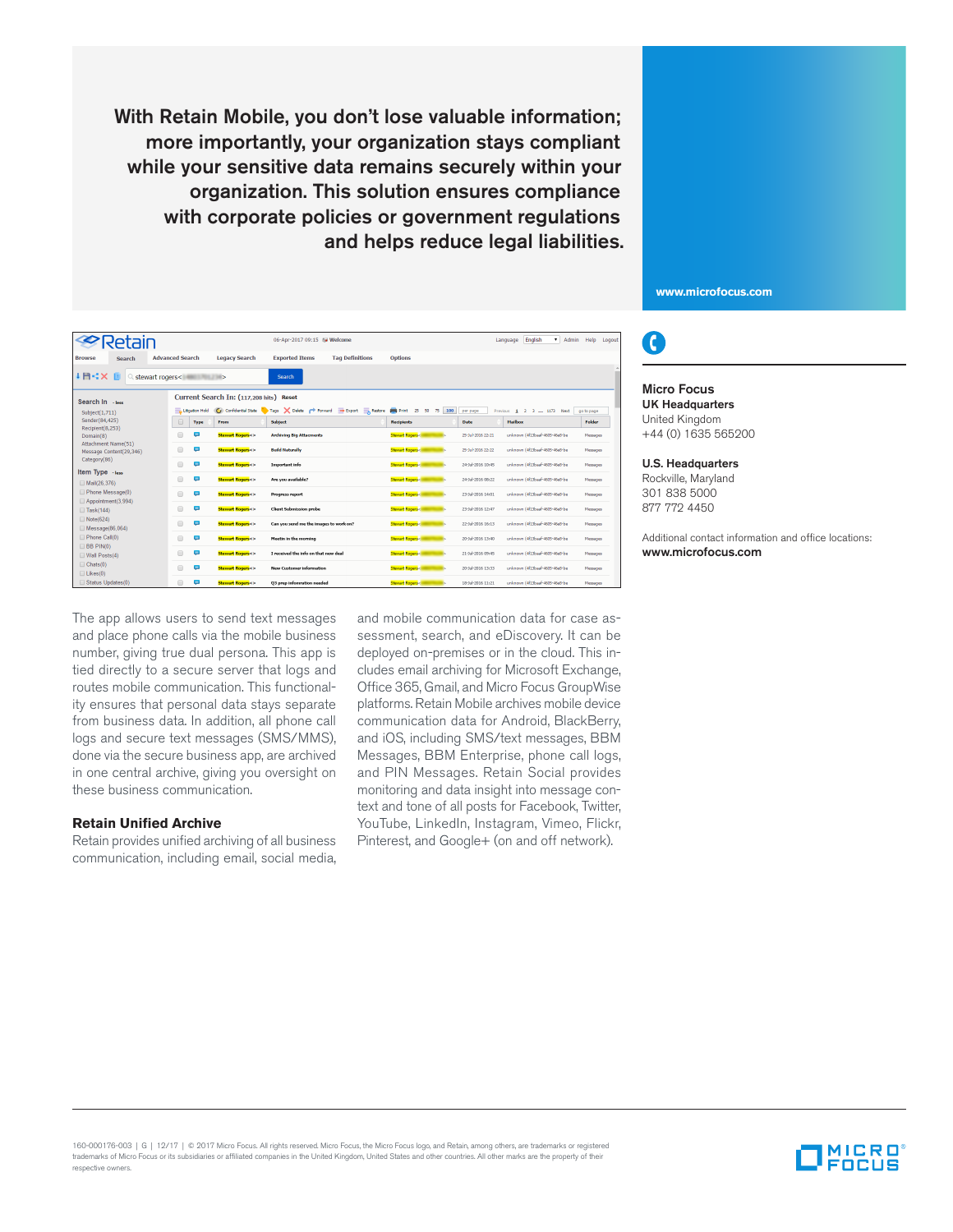**With Retain Mobile, you don't lose valuable information; more importantly, your organization stays compliant while your sensitive data remains securely within your organization. This solution ensures compliance with corporate policies or government regulations and helps reduce legal liabilities.**

www.microfocus.com

The app allows users to send text messages and place phone calls via the mobile business number, giving true dual persona. This app is tied directly to a secure server that logs and routes mobile communication. This functionality ensures that personal data stays separate from business data. In addition, all phone call logs and secure text messages (SMS/MMS), done via the secure business app, are archived in one central archive, giving you oversight on these business communication.

### Retain Unified Archive

Retain provides unified archiving of all business communication, including email, social media, and mobile communication data for case assessment, search, and eDiscovery. It can be deployed on-premises or in the cloud. This includes email archiving for Microsoft Exchange, Office 365, Gmail, and Micro Focus GroupWise platforms. Retain Mobile archives mobile device communication data for Android, BlackBerry, and iOS, including SMS/text messages, BBM Messages, BBM Enterprise, phone call logs, and PIN Messages. Retain Social provides monitoring and data insight into message context and tone of all posts for Facebook, Twitter, YouTube, LinkedIn, Instagram, Vimeo, Flickr, Pinterest, and Google+ (on and off network).

**Micro Focus**
**UK Headquarters**
United Kingdom
+44 (0) 1635 565200

**U.S. Headquarters**
Rockville, Maryland
301 838 5000
877 772 4450

Additional contact information and office locations:
**www.microfocus.com**

160-000176-003 | G | 12/17 | © 2017 Micro Focus. All rights reserved. Micro Focus, the Micro Focus logo, and Retain, among others, are trademarks or registered trademarks of Micro Focus or its subsidiaries or affiliated companies in the United Kingdom, United States and other countries. All other marks are the property of their respective owners.